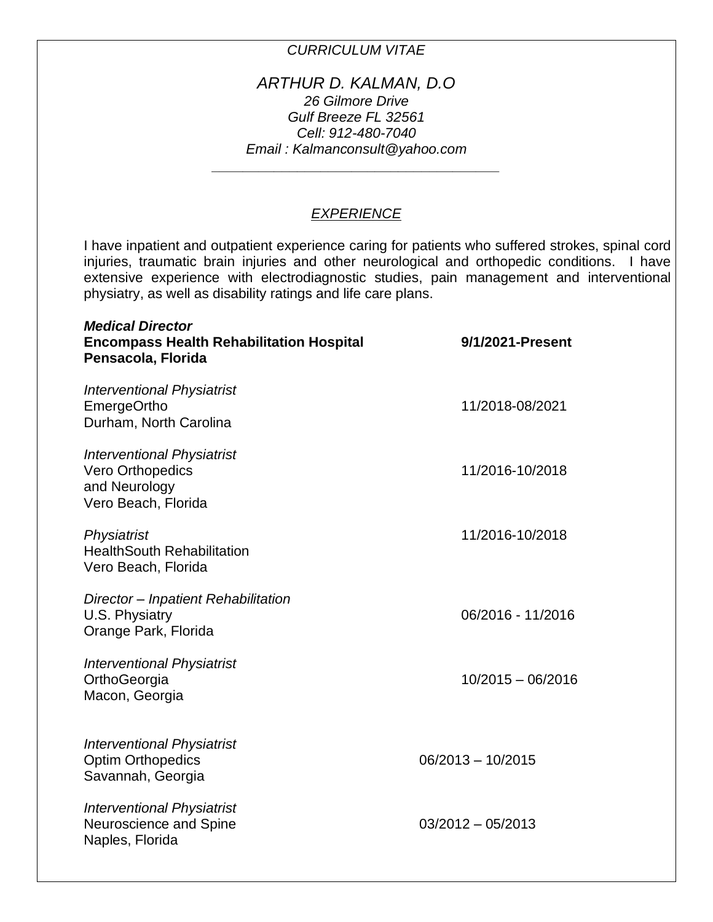*CURRICULUM VITAE*

# *ARTHUR D. KALMAN, D.O*

*26 Gilmore Drive*
*Gulf Breeze FL 32561*
*Cell: 912-480-7040*
*Email : Kalmanconsult@yahoo.com*

---

## *EXPERIENCE*

I have inpatient and outpatient experience caring for patients who suffered strokes, spinal cord injuries, traumatic brain injuries and other neurological and orthopedic conditions. I have extensive experience with electrodiagnostic studies, pain management and interventional physiatry, as well as disability ratings and life care plans.

***Medical Director***
**Encompass Health Rehabilitation Hospital** — **9/1/2021-Present**
**Pensacola, Florida**

*Interventional Physiatrist*
EmergeOrtho — 11/2018-08/2021
Durham, North Carolina

*Interventional Physiatrist*
Vero Orthopedics and Neurology — 11/2016-10/2018
Vero Beach, Florida

*Physiatrist*
HealthSouth Rehabilitation — 11/2016-10/2018
Vero Beach, Florida

*Director – Inpatient Rehabilitation*
U.S. Physiatry — 06/2016 - 11/2016
Orange Park, Florida

*Interventional Physiatrist*
OrthoGeorgia — 10/2015 – 06/2016
Macon, Georgia

*Interventional Physiatrist*
Optim Orthopedics — 06/2013 – 10/2015
Savannah, Georgia

*Interventional Physiatrist*
Neuroscience and Spine — 03/2012 – 05/2013
Naples, Florida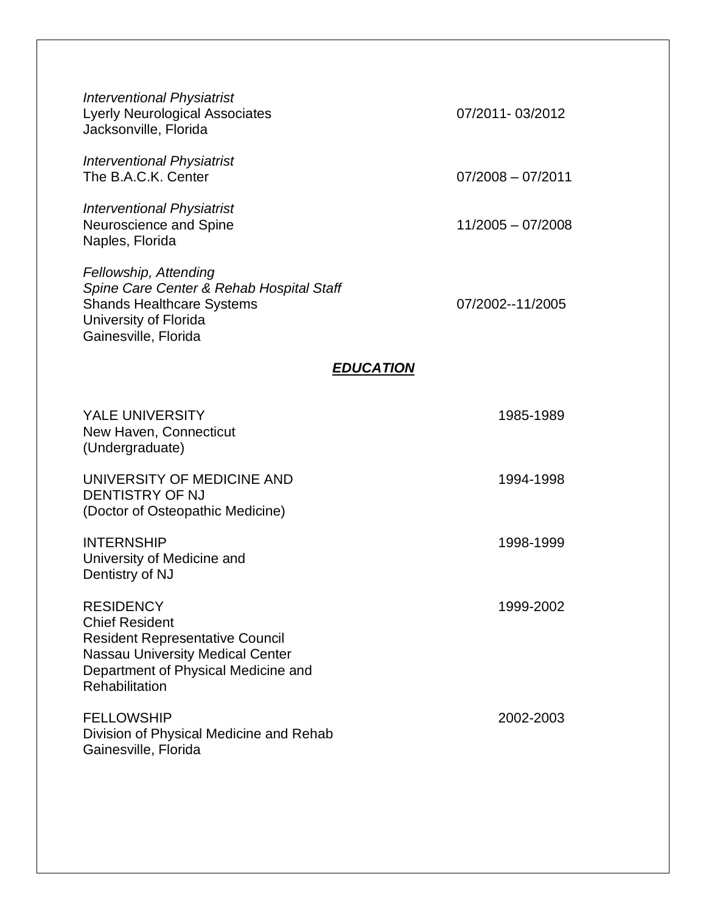*Interventional Physiatrist*
Lyerly Neurological Associates 07/2011- 03/2012
Jacksonville, Florida

*Interventional Physiatrist*
The B.A.C.K. Center 07/2008 – 07/2011

*Interventional Physiatrist*
Neuroscience and Spine 11/2005 – 07/2008
Naples, Florida

*Fellowship, Attending*
*Spine Care Center & Rehab Hospital Staff*
Shands Healthcare Systems 07/2002--11/2005
University of Florida
Gainesville, Florida

## ***EDUCATION***

YALE UNIVERSITY 1985-1989
New Haven, Connecticut
(Undergraduate)

UNIVERSITY OF MEDICINE AND DENTISTRY OF NJ 1994-1998
(Doctor of Osteopathic Medicine)

INTERNSHIP 1998-1999
University of Medicine and Dentistry of NJ

RESIDENCY 1999-2002
Chief Resident
Resident Representative Council
Nassau University Medical Center
Department of Physical Medicine and Rehabilitation

FELLOWSHIP 2002-2003
Division of Physical Medicine and Rehab
Gainesville, Florida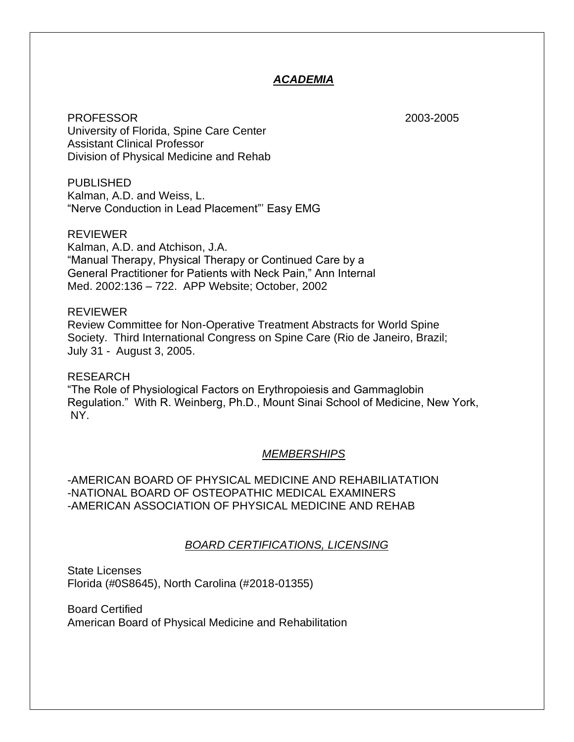## *ACADEMIA*

PROFESSOR 2003-2005
University of Florida, Spine Care Center
Assistant Clinical Professor
Division of Physical Medicine and Rehab

PUBLISHED
Kalman, A.D. and Weiss, L.
"Nerve Conduction in Lead Placement"' Easy EMG

REVIEWER
Kalman, A.D. and Atchison, J.A.
"Manual Therapy, Physical Therapy or Continued Care by a General Practitioner for Patients with Neck Pain," Ann Internal Med. 2002:136 – 722. APP Website; October, 2002

REVIEWER
Review Committee for Non-Operative Treatment Abstracts for World Spine Society. Third International Congress on Spine Care (Rio de Janeiro, Brazil; July 31 - August 3, 2005.

RESEARCH
"The Role of Physiological Factors on Erythropoiesis and Gammaglobin Regulation." With R. Weinberg, Ph.D., Mount Sinai School of Medicine, New York, NY.

## *MEMBERSHIPS*

-AMERICAN BOARD OF PHYSICAL MEDICINE AND REHABILIATATION
-NATIONAL BOARD OF OSTEOPATHIC MEDICAL EXAMINERS
-AMERICAN ASSOCIATION OF PHYSICAL MEDICINE AND REHAB

## *BOARD CERTIFICATIONS, LICENSING*

State Licenses
Florida (#0S8645), North Carolina (#2018-01355)

Board Certified
American Board of Physical Medicine and Rehabilitation